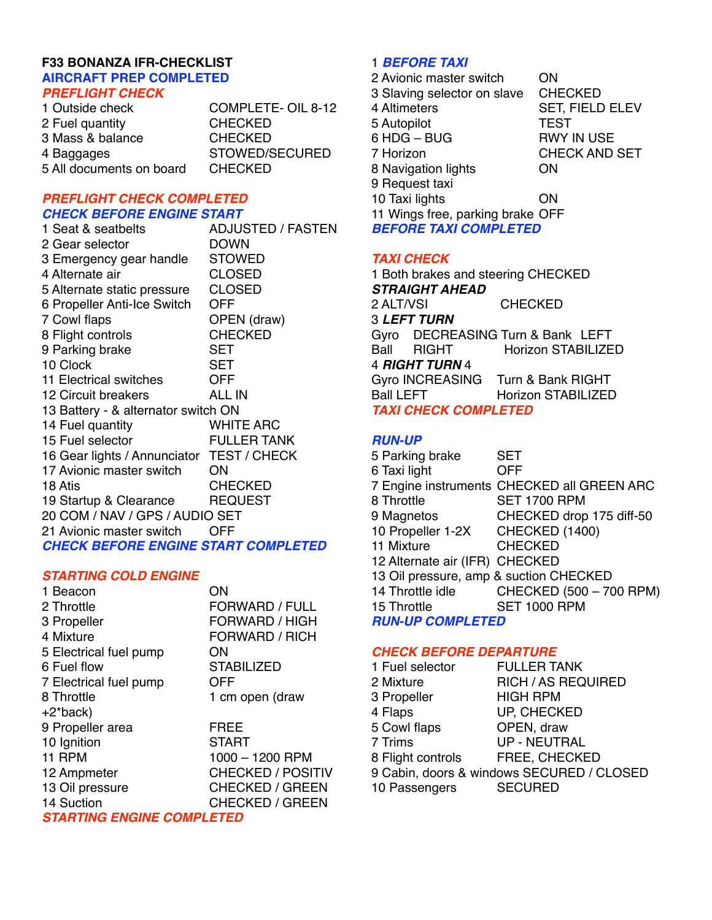# F33 BONANZA IFR-CHECKLIST

## AIRCRAFT PREP COMPLETED

## PREFLIGHT CHECK

| | |
|---|---|
| 1 Outside check | COMPLETE- OIL 8-12 |
| 2 Fuel quantity | CHECKED |
| 3 Mass & balance | CHECKED |
| 4 Baggages | STOWED/SECURED |
| 5 All documents on board | CHECKED |

## PREFLIGHT CHECK COMPLETED

## CHECK BEFORE ENGINE START

| | |
|---|---|
| 1 Seat & seatbelts | ADJUSTED / FASTEN |
| 2 Gear selector | DOWN |
| 3 Emergency gear handle | STOWED |
| 4 Alternate air | CLOSED |
| 5 Alternate static pressure | CLOSED |
| 6 Propeller Anti-Ice Switch | OFF |
| 7 Cowl flaps | OPEN (draw) |
| 8 Flight controls | CHECKED |
| 9 Parking brake | SET |
| 10 Clock | SET |
| 11 Electrical switches | OFF |
| 12 Circuit breakers | ALL IN |
| 13 Battery - & alternator switch | ON |
| 14 Fuel quantity | WHITE ARC |
| 15 Fuel selector | FULLER TANK |
| 16 Gear lights / Annunciator | TEST / CHECK |
| 17 Avionic master switch | ON |
| 18 Atis | CHECKED |
| 19 Startup & Clearance | REQUEST |
| 20 COM / NAV / GPS / AUDIO | SET |
| 21 Avionic master switch | OFF |

## CHECK BEFORE ENGINE START COMPLETED

## STARTING COLD ENGINE

| | |
|---|---|
| 1 Beacon | ON |
| 2 Throttle | FORWARD / FULL |
| 3 Propeller | FORWARD / HIGH |
| 4 Mixture | FORWARD / RICH |
| 5 Electrical fuel pump | ON |
| 6 Fuel flow | STABILIZED |
| 7 Electrical fuel pump | OFF |
| 8 Throttle | 1 cm open (draw +2*back) |
| 9 Propeller area | FREE |
| 10 Ignition | START |
| 11 RPM | 1000 – 1200 RPM |
| 12 Ampmeter | CHECKED / POSITIV |
| 13 Oil pressure | CHECKED / GREEN |
| 14 Suction | CHECKED / GREEN |

## STARTING ENGINE COMPLETED

## 1 BEFORE TAXI

| | |
|---|---|
| 2 Avionic master switch | ON |
| 3 Slaving selector on slave | CHECKED |
| 4 Altimeters | SET, FIELD ELEV |
| 5 Autopilot | TEST |
| 6 HDG – BUG | RWY IN USE |
| 7 Horizon | CHECK AND SET |
| 8 Navigation lights | ON |
| 9 Request taxi | |
| 10 Taxi lights | ON |
| 11 Wings free, parking brake | OFF |

## BEFORE TAXI COMPLETED

## TAXI CHECK

1 Both brakes and steering CHECKED

***STRAIGHT AHEAD***

2 ALT/VSI CHECKED

3 ***LEFT TURN***

Gyro DECREASING Turn & Bank LEFT

Ball RIGHT Horizon STABILIZED

4 ***RIGHT TURN*** 4

Gyro INCREASING Turn & Bank RIGHT

Ball LEFT Horizon STABILIZED

## TAXI CHECK COMPLETED

## RUN-UP

| | |
|---|---|
| 5 Parking brake | SET |
| 6 Taxi light | OFF |
| 7 Engine instruments | CHECKED all GREEN ARC |
| 8 Throttle | SET 1700 RPM |
| 9 Magnetos | CHECKED drop 175 diff-50 |
| 10 Propeller 1-2X | CHECKED (1400) |
| 11 Mixture | CHECKED |
| 12 Alternate air (IFR) | CHECKED |
| 13 Oil pressure, amp & suction | CHECKED |
| 14 Throttle idle | CHECKED (500 – 700 RPM) |
| 15 Throttle | SET 1000 RPM |

## RUN-UP COMPLETED

## CHECK BEFORE DEPARTURE

| | |
|---|---|
| 1 Fuel selector | FULLER TANK |
| 2 Mixture | RICH / AS REQUIRED |
| 3 Propeller | HIGH RPM |
| 4 Flaps | UP, CHECKED |
| 5 Cowl flaps | OPEN, draw |
| 7 Trims | UP - NEUTRAL |
| 8 Flight controls | FREE, CHECKED |
| 9 Cabin, doors & windows | SECURED / CLOSED |
| 10 Passengers | SECURED |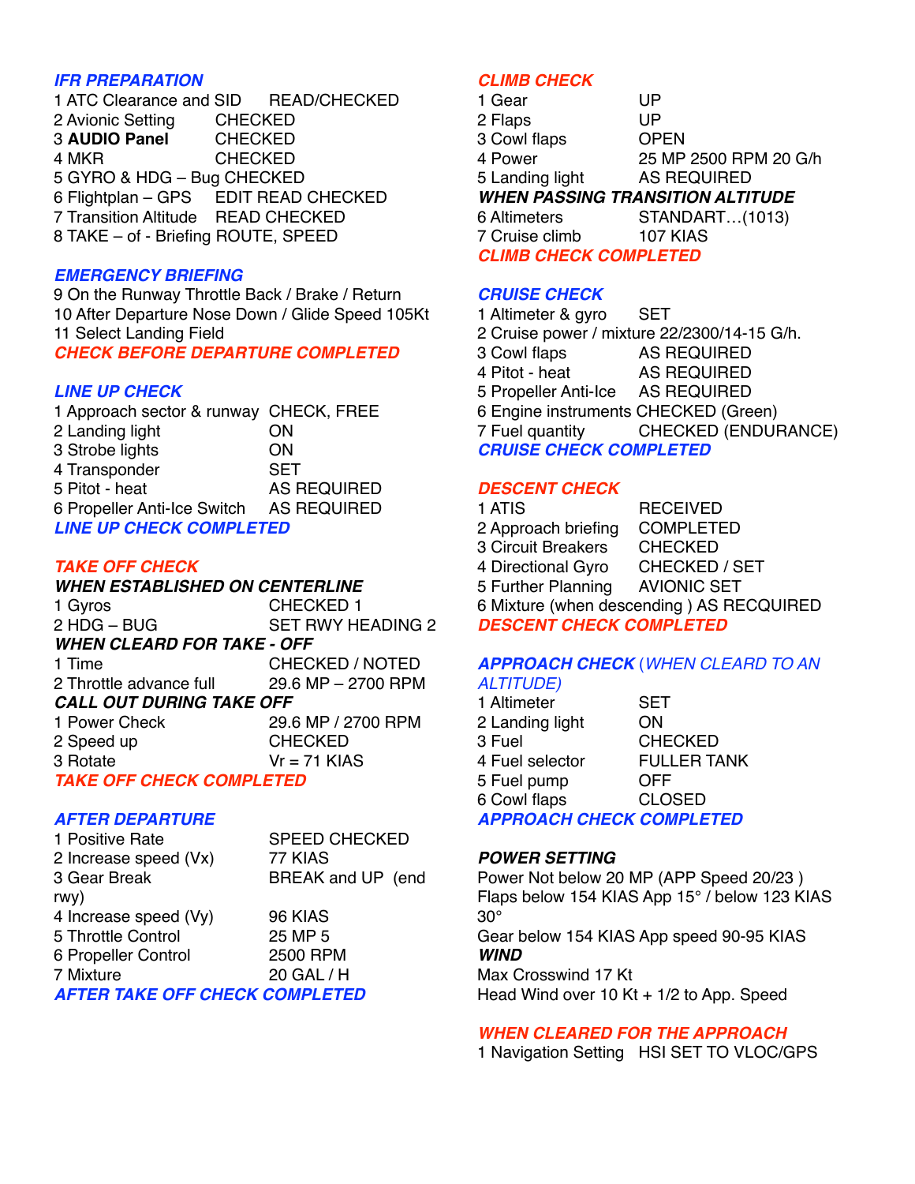### IFR PREPARATION

| | |
|---|---|
| 1 ATC Clearance and SID | READ/CHECKED |
| 2 Avionic Setting | CHECKED |
| 3 **AUDIO Panel** | CHECKED |
| 4 MKR | CHECKED |
| 5 GYRO & HDG – Bug | CHECKED |
| 6 Flightplan – GPS | EDIT READ CHECKED |
| 7 Transition Altitude | READ CHECKED |
| 8 TAKE – of - Briefing | ROUTE, SPEED |

### EMERGENCY BRIEFING

9 On the Runway Throttle Back / Brake / Return
10 After Departure Nose Down / Glide Speed 105Kt
11 Select Landing Field

### CHECK BEFORE DEPARTURE COMPLETED

### LINE UP CHECK

| | |
|---|---|
| 1 Approach sector & runway | CHECK, FREE |
| 2 Landing light | ON |
| 3 Strobe lights | ON |
| 4 Transponder | SET |
| 5 Pitot - heat | AS REQUIRED |
| 6 Propeller Anti-Ice Switch | AS REQUIRED |

### LINE UP CHECK COMPLETED

### TAKE OFF CHECK

***WHEN ESTABLISHED ON CENTERLINE***

| | |
|---|---|
| 1 Gyros | CHECKED 1 |
| 2 HDG – BUG | SET RWY HEADING 2 |

***WHEN CLEARD FOR TAKE - OFF***

| | |
|---|---|
| 1 Time | CHECKED / NOTED |
| 2 Throttle advance full | 29.6 MP – 2700 RPM |

***CALL OUT DURING TAKE OFF***

| | |
|---|---|
| 1 Power Check | 29.6 MP / 2700 RPM |
| 2 Speed up | CHECKED |
| 3 Rotate | Vr = 71 KIAS |

### TAKE OFF CHECK COMPLETED

### AFTER DEPARTURE

| | |
|---|---|
| 1 Positive Rate | SPEED CHECKED |
| 2 Increase speed (Vx) | 77 KIAS |
| 3 Gear Break | BREAK and UP (end rwy) |
| 4 Increase speed (Vy) | 96 KIAS |
| 5 Throttle Control | 25 MP 5 |
| 6 Propeller Control | 2500 RPM |
| 7 Mixture | 20 GAL / H |

### AFTER TAKE OFF CHECK COMPLETED

### CLIMB CHECK

| | |
|---|---|
| 1 Gear | UP |
| 2 Flaps | UP |
| 3 Cowl flaps | OPEN |
| 4 Power | 25 MP 2500 RPM 20 G/h |
| 5 Landing light | AS REQUIRED |

***WHEN PASSING TRANSITION ALTITUDE***

| | |
|---|---|
| 6 Altimeters | STANDART…(1013) |
| 7 Cruise climb | 107 KIAS |

### CLIMB CHECK COMPLETED

### CRUISE CHECK

1 Altimeter & gyro SET
2 Cruise power / mixture 22/2300/14-15 G/h.

| | |
|---|---|
| 3 Cowl flaps | AS REQUIRED |
| 4 Pitot - heat | AS REQUIRED |
| 5 Propeller Anti-Ice | AS REQUIRED |
| 6 Engine instruments | CHECKED (Green) |
| 7 Fuel quantity | CHECKED (ENDURANCE) |

### CRUISE CHECK COMPLETED

### DESCENT CHECK

| | |
|---|---|
| 1 ATIS | RECEIVED |
| 2 Approach briefing | COMPLETED |
| 3 Circuit Breakers | CHECKED |
| 4 Directional Gyro | CHECKED / SET |
| 5 Further Planning | AVIONIC SET |
| 6 Mixture (when descending ) | AS RECQUIRED |

### DESCENT CHECK COMPLETED

### APPROACH CHECK (*WHEN CLEARD TO AN ALTITUDE)*

| | |
|---|---|
| 1 Altimeter | SET |
| 2 Landing light | ON |
| 3 Fuel | CHECKED |
| 4 Fuel selector | FULLER TANK |
| 5 Fuel pump | OFF |
| 6 Cowl flaps | CLOSED |

### APPROACH CHECK COMPLETED

### POWER SETTING

Power Not below 20 MP (APP Speed 20/23 )
Flaps below 154 KIAS App 15° / below 123 KIAS 30°
Gear below 154 KIAS App speed 90-95 KIAS

***WIND***

Max Crosswind 17 Kt
Head Wind over 10 Kt + 1/2 to App. Speed

### WHEN CLEARED FOR THE APPROACH

1 Navigation Setting HSI SET TO VLOC/GPS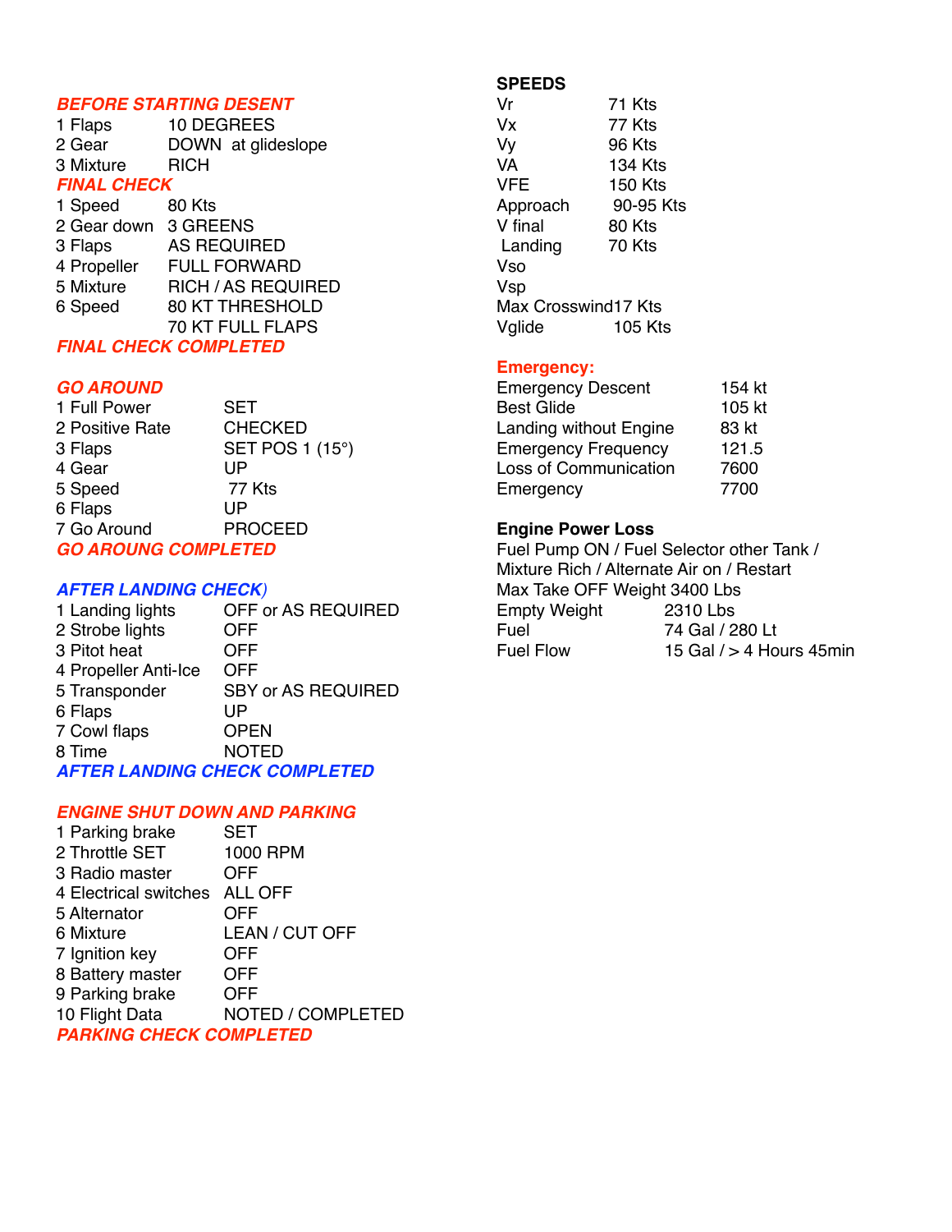***BEFORE STARTING DESENT***

| | |
|---|---|
| 1 Flaps | 10 DEGREES |
| 2 Gear | DOWN at glideslope |
| 3 Mixture | RICH |

***FINAL CHECK***

| | |
|---|---|
| 1 Speed | 80 Kts |
| 2 Gear down | 3 GREENS |
| 3 Flaps | AS REQUIRED |
| 4 Propeller | FULL FORWARD |
| 5 Mixture | RICH / AS REQUIRED |
| 6 Speed | 80 KT THRESHOLD |
| | 70 KT FULL FLAPS |

***FINAL CHECK COMPLETED***

***GO AROUND***

| | |
|---|---|
| 1 Full Power | SET |
| 2 Positive Rate | CHECKED |
| 3 Flaps | SET POS 1 (15°) |
| 4 Gear | UP |
| 5 Speed | 77 Kts |
| 6 Flaps | UP |
| 7 Go Around | PROCEED |

***GO AROUNG COMPLETED***

***AFTER LANDING CHECK)***

| | |
|---|---|
| 1 Landing lights | OFF or AS REQUIRED |
| 2 Strobe lights | OFF |
| 3 Pitot heat | OFF |
| 4 Propeller Anti-Ice | OFF |
| 5 Transponder | SBY or AS REQUIRED |
| 6 Flaps | UP |
| 7 Cowl flaps | OPEN |
| 8 Time | NOTED |

***AFTER LANDING CHECK COMPLETED***

***ENGINE SHUT DOWN AND PARKING***

| | |
|---|---|
| 1 Parking brake | SET |
| 2 Throttle SET | 1000 RPM |
| 3 Radio master | OFF |
| 4 Electrical switches | ALL OFF |
| 5 Alternator | OFF |
| 6 Mixture | LEAN / CUT OFF |
| 7 Ignition key | OFF |
| 8 Battery master | OFF |
| 9 Parking brake | OFF |
| 10 Flight Data | NOTED / COMPLETED |

***PARKING CHECK COMPLETED***

**SPEEDS**

| | |
|---|---|
| Vr | 71 Kts |
| Vx | 77 Kts |
| Vy | 96 Kts |
| VA | 134 Kts |
| VFE | 150 Kts |
| Approach | 90-95 Kts |
| V final | 80 Kts |
| Landing | 70 Kts |
| Vso | |
| Vsp | |
| Max Crosswind | 17 Kts |
| Vglide | 105 Kts |

**Emergency:**

| | |
|---|---|
| Emergency Descent | 154 kt |
| Best Glide | 105 kt |
| Landing without Engine | 83 kt |
| Emergency Frequency | 121.5 |
| Loss of Communication | 7600 |
| Emergency | 7700 |

**Engine Power Loss**

Fuel Pump ON / Fuel Selector other Tank / Mixture Rich / Alternate Air on / Restart

Max Take OFF Weight 3400 Lbs

| | |
|---|---|
| Empty Weight | 2310 Lbs |
| Fuel | 74 Gal / 280 Lt |
| Fuel Flow | 15 Gal / > 4 Hours 45min |